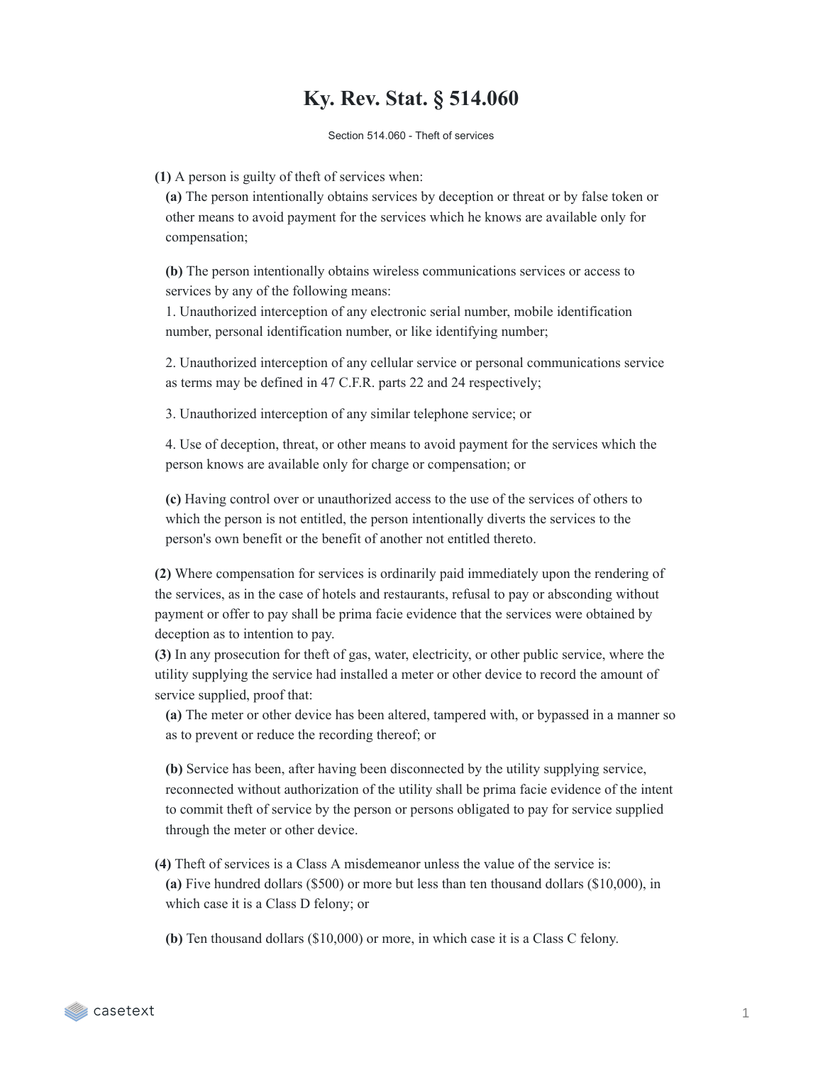# Ky. Rev. Stat. § 514.060

Section 514.060 - Theft of services

**(1)** A person is guilty of theft of services when:

**(a)** The person intentionally obtains services by deception or threat or by false token or other means to avoid payment for the services which he knows are available only for compensation;

**(b)** The person intentionally obtains wireless communications services or access to services by any of the following means:

1. Unauthorized interception of any electronic serial number, mobile identification number, personal identification number, or like identifying number;

2. Unauthorized interception of any cellular service or personal communications service as terms may be defined in 47 C.F.R. parts 22 and 24 respectively;

3. Unauthorized interception of any similar telephone service; or

4. Use of deception, threat, or other means to avoid payment for the services which the person knows are available only for charge or compensation; or

**(c)** Having control over or unauthorized access to the use of the services of others to which the person is not entitled, the person intentionally diverts the services to the person's own benefit or the benefit of another not entitled thereto.

**(2)** Where compensation for services is ordinarily paid immediately upon the rendering of the services, as in the case of hotels and restaurants, refusal to pay or absconding without payment or offer to pay shall be prima facie evidence that the services were obtained by deception as to intention to pay.

**(3)** In any prosecution for theft of gas, water, electricity, or other public service, where the utility supplying the service had installed a meter or other device to record the amount of service supplied, proof that:

**(a)** The meter or other device has been altered, tampered with, or bypassed in a manner so as to prevent or reduce the recording thereof; or

**(b)** Service has been, after having been disconnected by the utility supplying service, reconnected without authorization of the utility shall be prima facie evidence of the intent to commit theft of service by the person or persons obligated to pay for service supplied through the meter or other device.

**(4)** Theft of services is a Class A misdemeanor unless the value of the service is:

**(a)** Five hundred dollars ($500) or more but less than ten thousand dollars ($10,000), in which case it is a Class D felony; or

**(b)** Ten thousand dollars ($10,000) or more, in which case it is a Class C felony.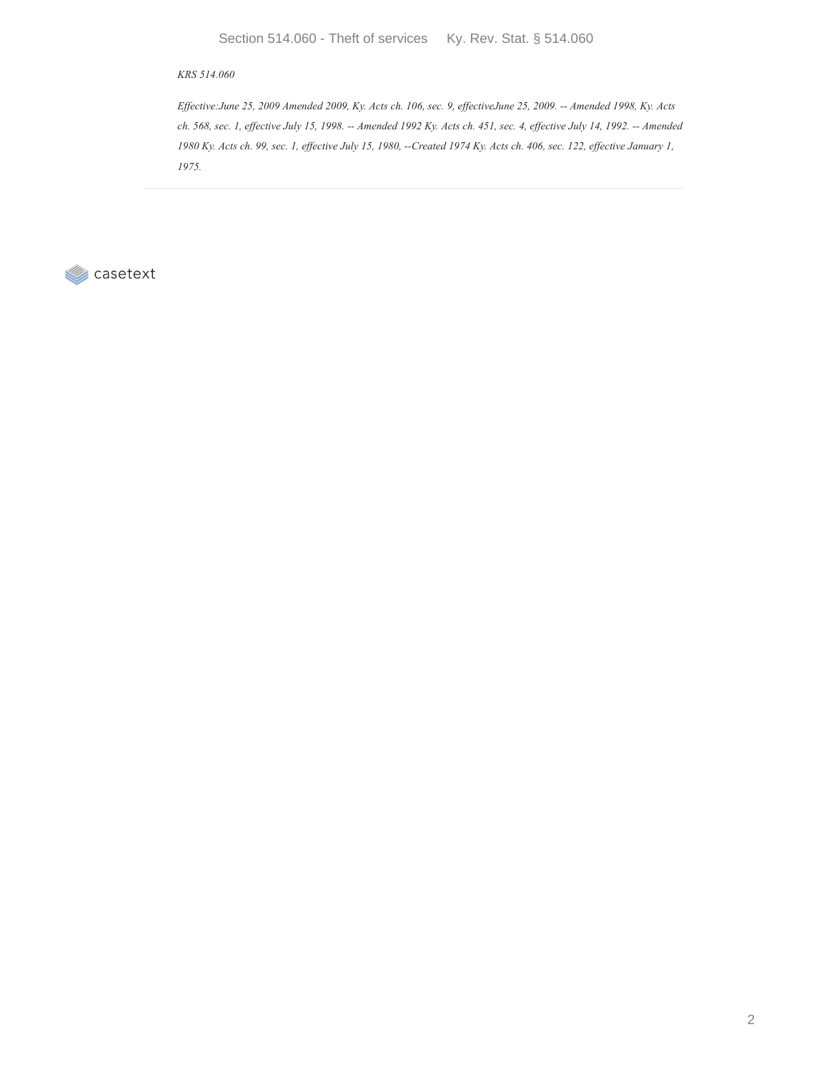*KRS 514.060*

*Effective:June 25, 2009 Amended 2009, Ky. Acts ch. 106, sec. 9, effectiveJune 25, 2009. -- Amended 1998, Ky. Acts ch. 568, sec. 1, effective July 15, 1998. -- Amended 1992 Ky. Acts ch. 451, sec. 4, effective July 14, 1992. -- Amended 1980 Ky. Acts ch. 99, sec. 1, effective July 15, 1980, --Created 1974 Ky. Acts ch. 406, sec. 122, effective January 1, 1975.*